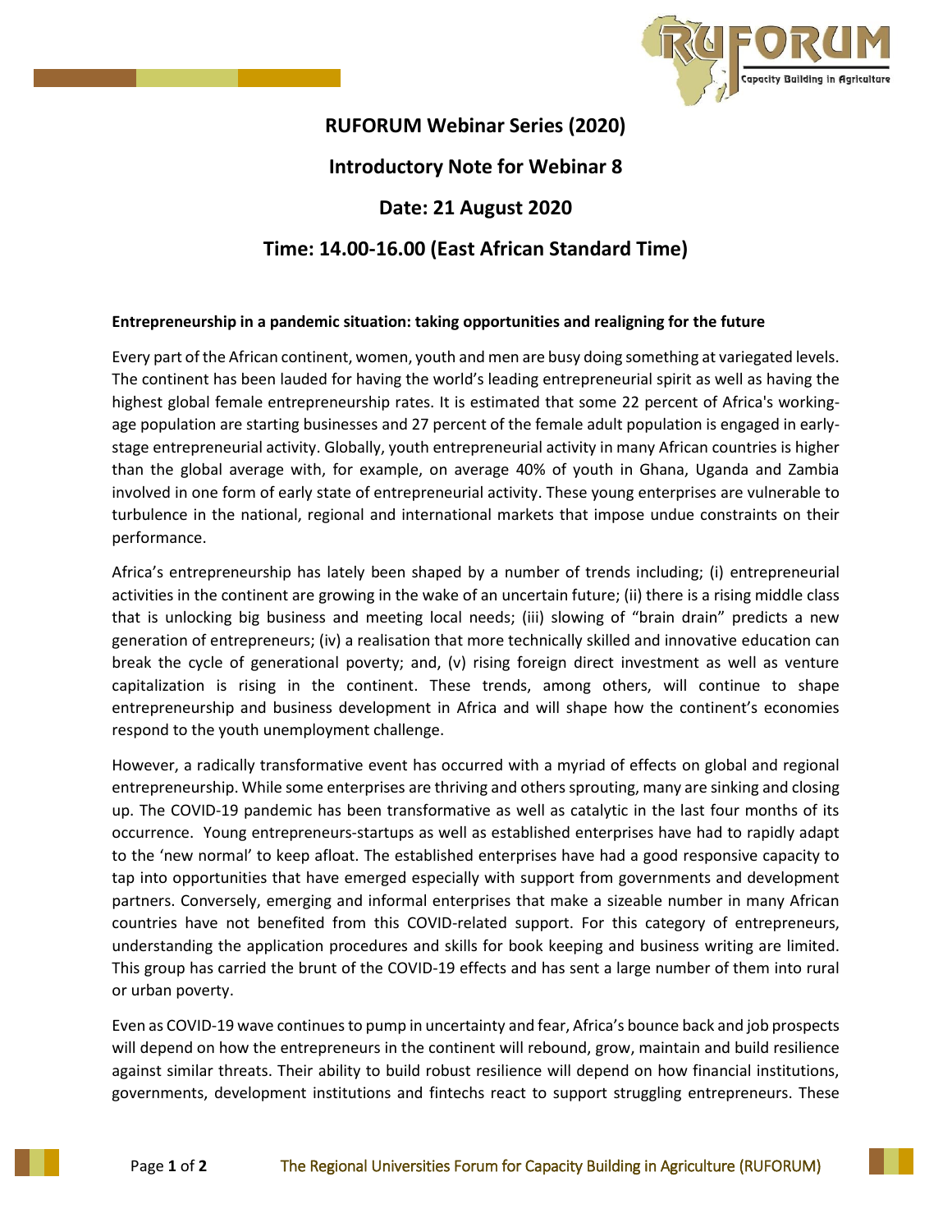# RUFORUM Webinar Series (2020)

## Introductory Note for Webinar 8

## Date: 21 August 2020

## Time: 14.00-16.00 (East African Standard Time)

**Entrepreneurship in a pandemic situation: taking opportunities and realigning for the future**

Every part of the African continent, women, youth and men are busy doing something at variegated levels. The continent has been lauded for having the world's leading entrepreneurial spirit as well as having the highest global female entrepreneurship rates. It is estimated that some 22 percent of Africa's working-age population are starting businesses and 27 percent of the female adult population is engaged in early-stage entrepreneurial activity. Globally, youth entrepreneurial activity in many African countries is higher than the global average with, for example, on average 40% of youth in Ghana, Uganda and Zambia involved in one form of early state of entrepreneurial activity. These young enterprises are vulnerable to turbulence in the national, regional and international markets that impose undue constraints on their performance.

Africa's entrepreneurship has lately been shaped by a number of trends including; (i) entrepreneurial activities in the continent are growing in the wake of an uncertain future; (ii) there is a rising middle class that is unlocking big business and meeting local needs; (iii) slowing of "brain drain" predicts a new generation of entrepreneurs; (iv) a realisation that more technically skilled and innovative education can break the cycle of generational poverty; and, (v) rising foreign direct investment as well as venture capitalization is rising in the continent. These trends, among others, will continue to shape entrepreneurship and business development in Africa and will shape how the continent's economies respond to the youth unemployment challenge.

However, a radically transformative event has occurred with a myriad of effects on global and regional entrepreneurship. While some enterprises are thriving and others sprouting, many are sinking and closing up. The COVID-19 pandemic has been transformative as well as catalytic in the last four months of its occurrence. Young entrepreneurs-startups as well as established enterprises have had to rapidly adapt to the 'new normal' to keep afloat. The established enterprises have had a good responsive capacity to tap into opportunities that have emerged especially with support from governments and development partners. Conversely, emerging and informal enterprises that make a sizeable number in many African countries have not benefited from this COVID-related support. For this category of entrepreneurs, understanding the application procedures and skills for book keeping and business writing are limited. This group has carried the brunt of the COVID-19 effects and has sent a large number of them into rural or urban poverty.

Even as COVID-19 wave continues to pump in uncertainty and fear, Africa's bounce back and job prospects will depend on how the entrepreneurs in the continent will rebound, grow, maintain and build resilience against similar threats. Their ability to build robust resilience will depend on how financial institutions, governments, development institutions and fintechs react to support struggling entrepreneurs. These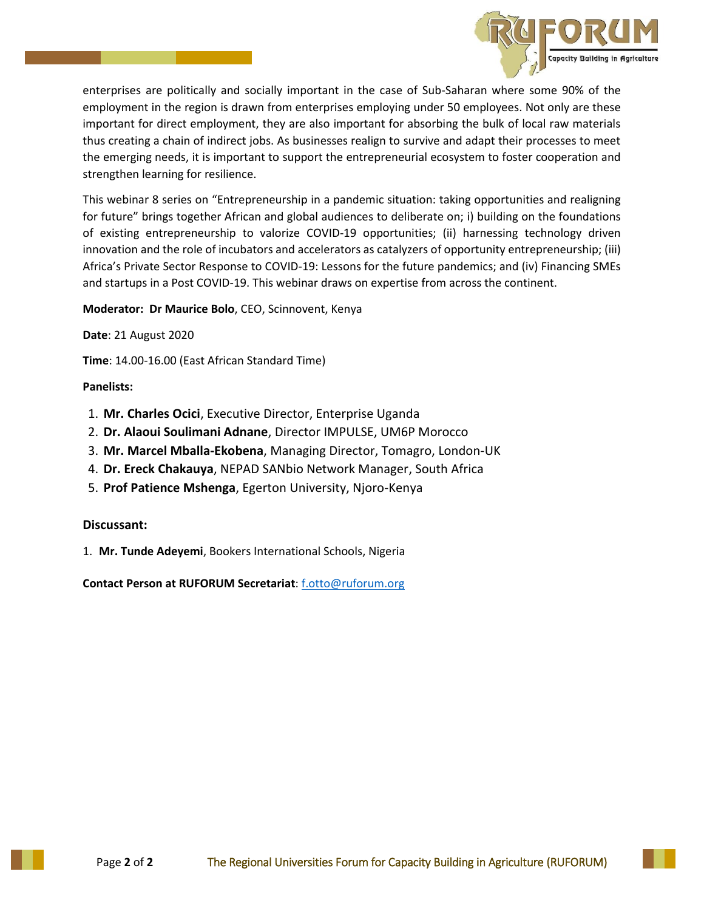enterprises are politically and socially important in the case of Sub-Saharan where some 90% of the employment in the region is drawn from enterprises employing under 50 employees. Not only are these important for direct employment, they are also important for absorbing the bulk of local raw materials thus creating a chain of indirect jobs. As businesses realign to survive and adapt their processes to meet the emerging needs, it is important to support the entrepreneurial ecosystem to foster cooperation and strengthen learning for resilience.

This webinar 8 series on "Entrepreneurship in a pandemic situation: taking opportunities and realigning for future" brings together African and global audiences to deliberate on; i) building on the foundations of existing entrepreneurship to valorize COVID-19 opportunities; (ii) harnessing technology driven innovation and the role of incubators and accelerators as catalyzers of opportunity entrepreneurship; (iii) Africa's Private Sector Response to COVID-19: Lessons for the future pandemics; and (iv) Financing SMEs and startups in a Post COVID-19. This webinar draws on expertise from across the continent.

**Moderator: Dr Maurice Bolo**, CEO, Scinnovent, Kenya

**Date**: 21 August 2020

**Time**: 14.00-16.00 (East African Standard Time)

**Panelists:**

1. **Mr. Charles Ocici**, Executive Director, Enterprise Uganda
2. **Dr. Alaoui Soulimani Adnane**, Director IMPULSE, UM6P Morocco
3. **Mr. Marcel Mballa-Ekobena**, Managing Director, Tomagro, London-UK
4. **Dr. Ereck Chakauya**, NEPAD SANbio Network Manager, South Africa
5. **Prof Patience Mshenga**, Egerton University, Njoro-Kenya

**Discussant:**

1. **Mr. Tunde Adeyemi**, Bookers International Schools, Nigeria

**Contact Person at RUFORUM Secretariat**: f.otto@ruforum.org